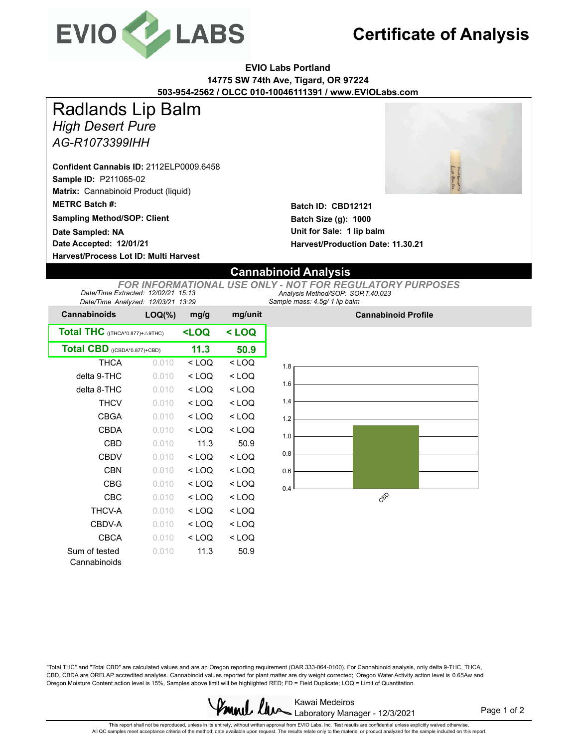# Certificate of Analysis

**EVIO Labs Portland**
**14775 SW 74th Ave, Tigard, OR 97224**
**503-954-2562 / OLCC 010-10046111391 / www.EVIOLabs.com**

# Radlands Lip Balm

*High Desert Pure*

*AG-R1073399IHH*

**Confident Cannabis ID:** 2112ELP0009.6458
**Sample ID:** P211065-02
**Matrix:** Cannabinoid Product (liquid)
**METRC Batch #:**
**Sampling Method/SOP: Client**
**Date Sampled: NA**
**Date Accepted: 12/01/21**
**Harvest/Process Lot ID: Multi Harvest**

**Batch ID: CBD12121**
**Batch Size (g): 1000**
**Unit for Sale: 1 lip balm**
**Harvest/Production Date: 11.30.21**

## Cannabinoid Analysis

*FOR INFORMATIONAL USE ONLY - NOT FOR REGULATORY PURPOSES*

*Date/Time Extracted: 12/02/21 15:13*
*Date/Time Analyzed: 12/03/21 13:29*
*Analysis Method/SOP: SOP.T.40.023*
*Sample mass: 4.5g/ 1 lip balm*

| Cannabinoids | LOQ(%) | mg/g | mg/unit |
|---|---|---|---|
| **Total THC** ((THCA*0.877)+△9THC) | | **<LOQ** | **< LOQ** |
| **Total CBD** ((CBDA*0.877)+CBD) | | **11.3** | **50.9** |
| THCA | 0.010 | < LOQ | < LOQ |
| delta 9-THC | 0.010 | < LOQ | < LOQ |
| delta 8-THC | 0.010 | < LOQ | < LOQ |
| THCV | 0.010 | < LOQ | < LOQ |
| CBGA | 0.010 | < LOQ | < LOQ |
| CBDA | 0.010 | < LOQ | < LOQ |
| CBD | 0.010 | 11.3 | 50.9 |
| CBDV | 0.010 | < LOQ | < LOQ |
| CBN | 0.010 | < LOQ | < LOQ |
| CBG | 0.010 | < LOQ | < LOQ |
| CBC | 0.010 | < LOQ | < LOQ |
| THCV-A | 0.010 | < LOQ | < LOQ |
| CBDV-A | 0.010 | < LOQ | < LOQ |
| CBCA | 0.010 | < LOQ | < LOQ |
| Sum of tested Cannabinoids | 0.010 | 11.3 | 50.9 |

**Cannabinoid Profile**

"Total THC" and "Total CBD" are calculated values and are an Oregon reporting requirement (OAR 333-064-0100). For Cannabinoid analysis, only delta 9-THC, THCA, CBD, CBDA are ORELAP accredited analytes. Cannabinoid values reported for plant matter are dry weight corrected; Oregon Water Activity action level is 0.65Aw and Oregon Moisture Content action level is 15%, Samples above limit will be highlighted RED; FD = Field Duplicate; LOQ = Limit of Quantitation.

Kawai Medeiros
Laboratory Manager - 12/3/2021

This report shall not be reproduced, unless in its entirety, without written approval from EVIO Labs, Inc. Test results are confidential unless explicitly waived otherwise.
All QC samples meet acceptance criteria of the method; data available upon request. The results relate only to the material or product analyzed for the sample included on this report.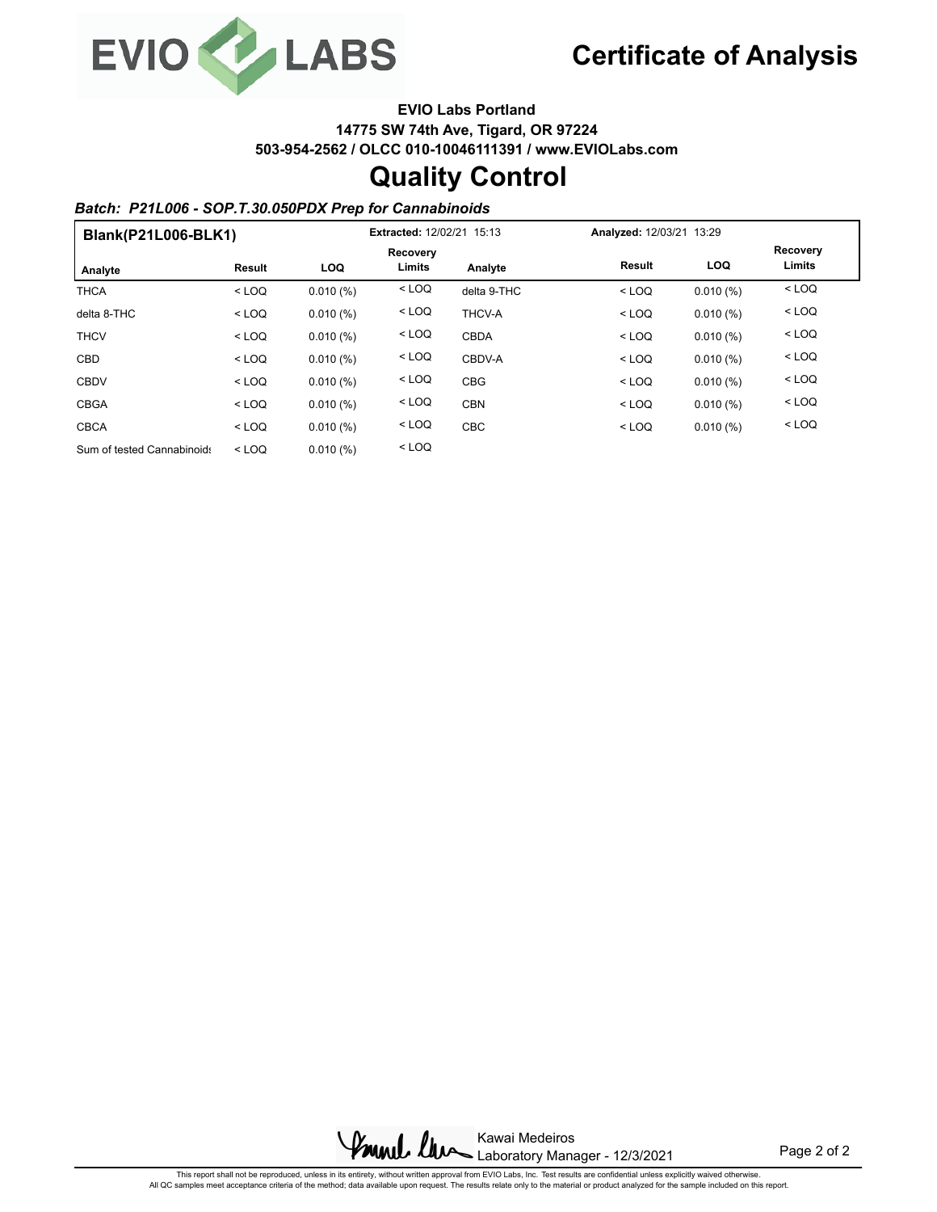# Certificate of Analysis

**EVIO Labs Portland**
**14775 SW 74th Ave, Tigard, OR 97224**
**503-954-2562 / OLCC 010-10046111391 / www.EVIOLabs.com**

# Quality Control

***Batch: P21L006 - SOP.T.30.050PDX Prep for Cannabinoids***

| **Blank(P21L006-BLK1)** | | | **Extracted:** 12/02/21 15:13 | | **Analyzed:** 12/03/21 13:29 | | |
|---|---|---|---|---|---|---|---|
| **Analyte** | **Result** | **LOQ** | **Recovery Limits** | **Analyte** | **Result** | **LOQ** | **Recovery Limits** |
| THCA | < LOQ | 0.010 (%) | < LOQ | delta 9-THC | < LOQ | 0.010 (%) | < LOQ |
| delta 8-THC | < LOQ | 0.010 (%) | < LOQ | THCV-A | < LOQ | 0.010 (%) | < LOQ |
| THCV | < LOQ | 0.010 (%) | < LOQ | CBDA | < LOQ | 0.010 (%) | < LOQ |
| CBD | < LOQ | 0.010 (%) | < LOQ | CBDV-A | < LOQ | 0.010 (%) | < LOQ |
| CBDV | < LOQ | 0.010 (%) | < LOQ | CBG | < LOQ | 0.010 (%) | < LOQ |
| CBGA | < LOQ | 0.010 (%) | < LOQ | CBN | < LOQ | 0.010 (%) | < LOQ |
| CBCA | < LOQ | 0.010 (%) | < LOQ | CBC | < LOQ | 0.010 (%) | < LOQ |
| Sum of tested Cannabinoids | < LOQ | 0.010 (%) | < LOQ | | | | |

Kawai Medeiros
Laboratory Manager - 12/3/2021

This report shall not be reproduced, unless in its entirety, without written approval from EVIO Labs, Inc. Test results are confidential unless explicitly waived otherwise.
All QC samples meet acceptance criteria of the method; data available upon request. The results relate only to the material or product analyzed for the sample included on this report.